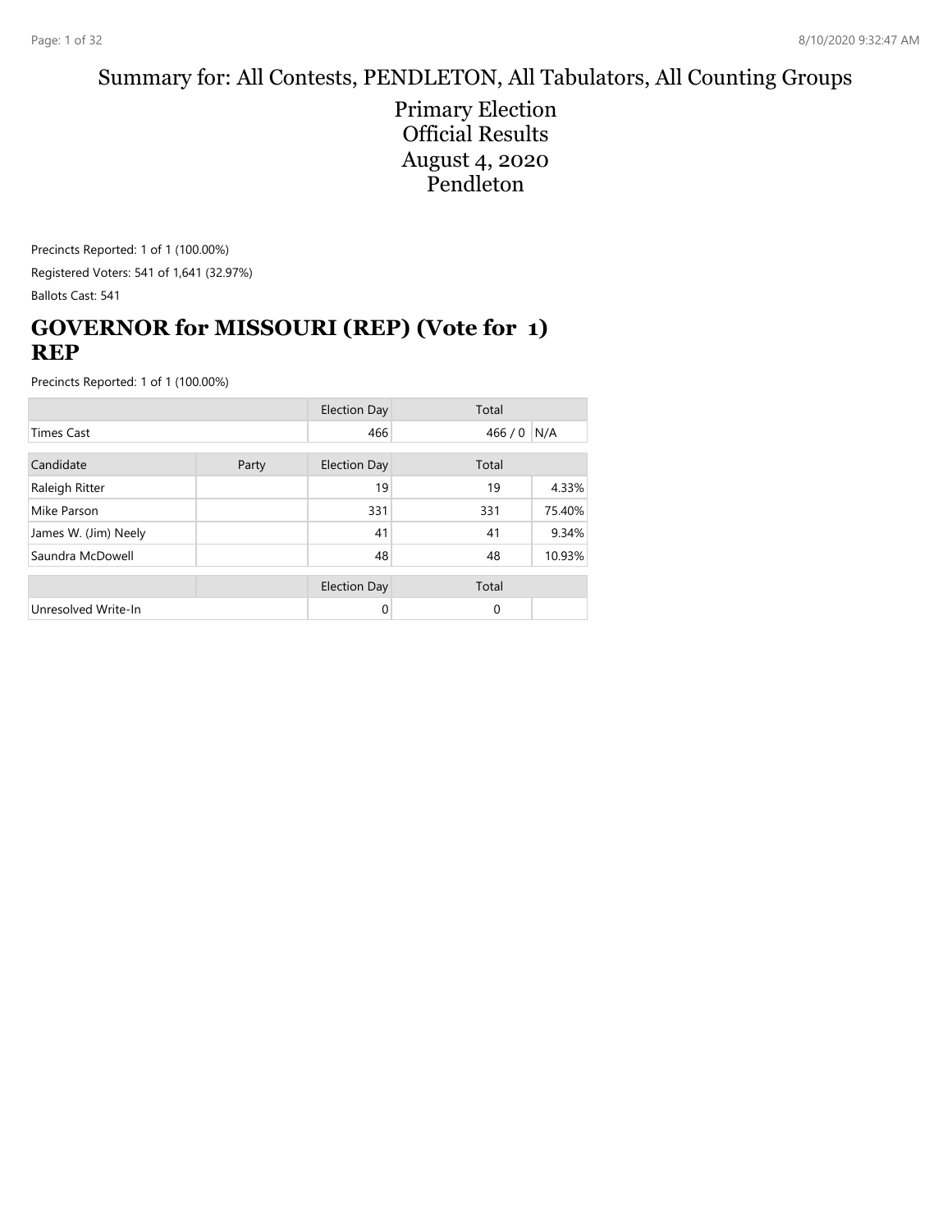# Summary for: All Contests, PENDLETON, All Tabulators, All Counting Groups

## Primary Election
## Official Results
## August 4, 2020
## Pendleton

Precincts Reported: 1 of 1 (100.00%)

Registered Voters: 541 of 1,641 (32.97%)

Ballots Cast: 541

## GOVERNOR for MISSOURI (REP) (Vote for 1) REP

Precincts Reported: 1 of 1 (100.00%)

| | | Election Day | Total | |
|---|---|---|---|---|
| Times Cast | | 466 | 466 / 0 | N/A |

| Candidate | Party | Election Day | Total | |
|---|---|---|---|---|
| Raleigh Ritter | | 19 | 19 | 4.33% |
| Mike Parson | | 331 | 331 | 75.40% |
| James W. (Jim) Neely | | 41 | 41 | 9.34% |
| Saundra McDowell | | 48 | 48 | 10.93% |

| | | Election Day | Total | |
|---|---|---|---|---|
| Unresolved Write-In | | 0 | 0 | |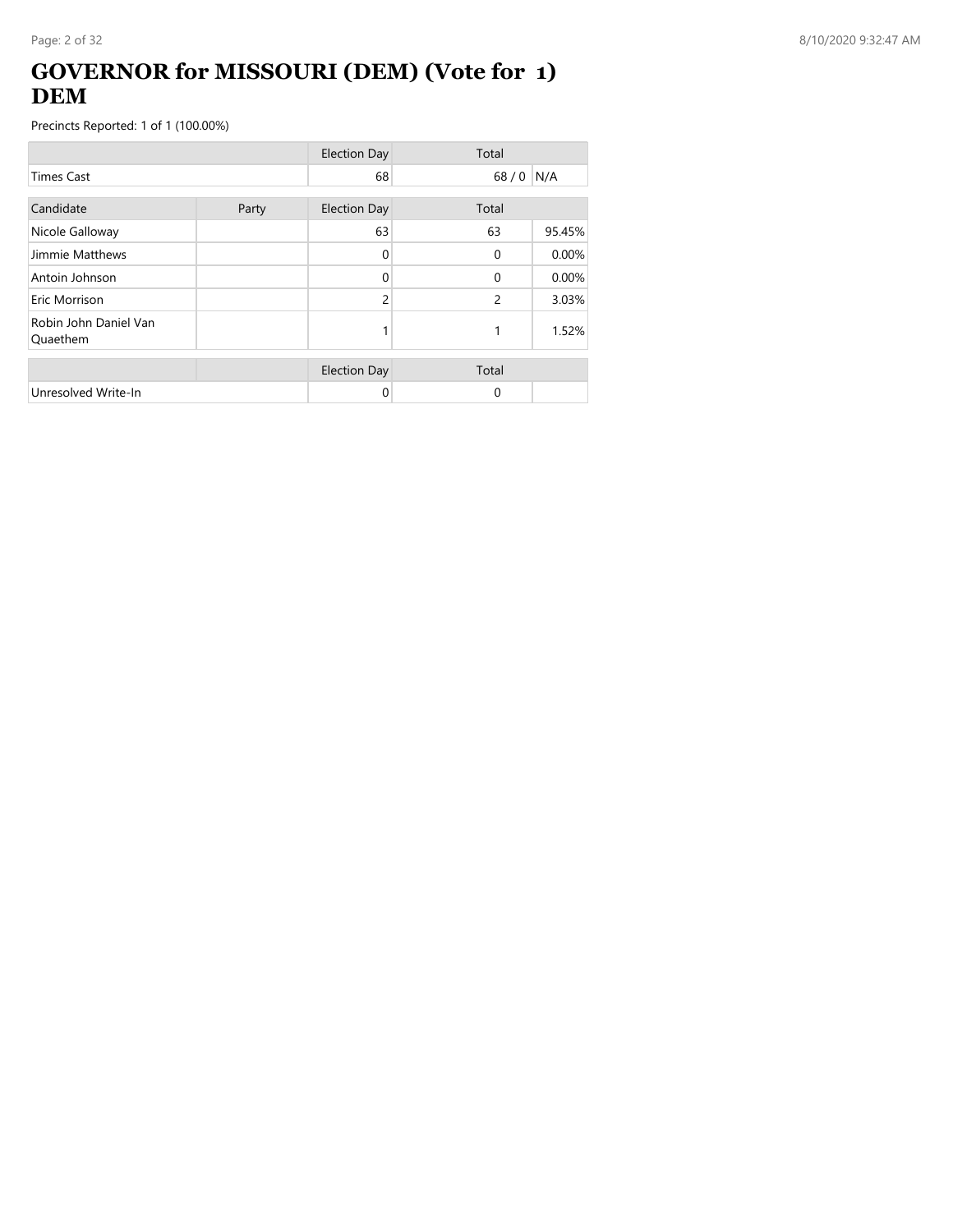# GOVERNOR for MISSOURI (DEM) (Vote for 1) DEM

Precincts Reported: 1 of 1 (100.00%)

| | | Election Day | Total | |
|---|---|---|---|---|
| Times Cast | | 68 | 68 / 0 | N/A |

| Candidate | Party | Election Day | Total | |
|---|---|---|---|---|
| Nicole Galloway | | 63 | 63 | 95.45% |
| Jimmie Matthews | | 0 | 0 | 0.00% |
| Antoin Johnson | | 0 | 0 | 0.00% |
| Eric Morrison | | 2 | 2 | 3.03% |
| Robin John Daniel Van Quaethem | | 1 | 1 | 1.52% |

| | | Election Day | Total | |
|---|---|---|---|---|
| Unresolved Write-In | | 0 | 0 | |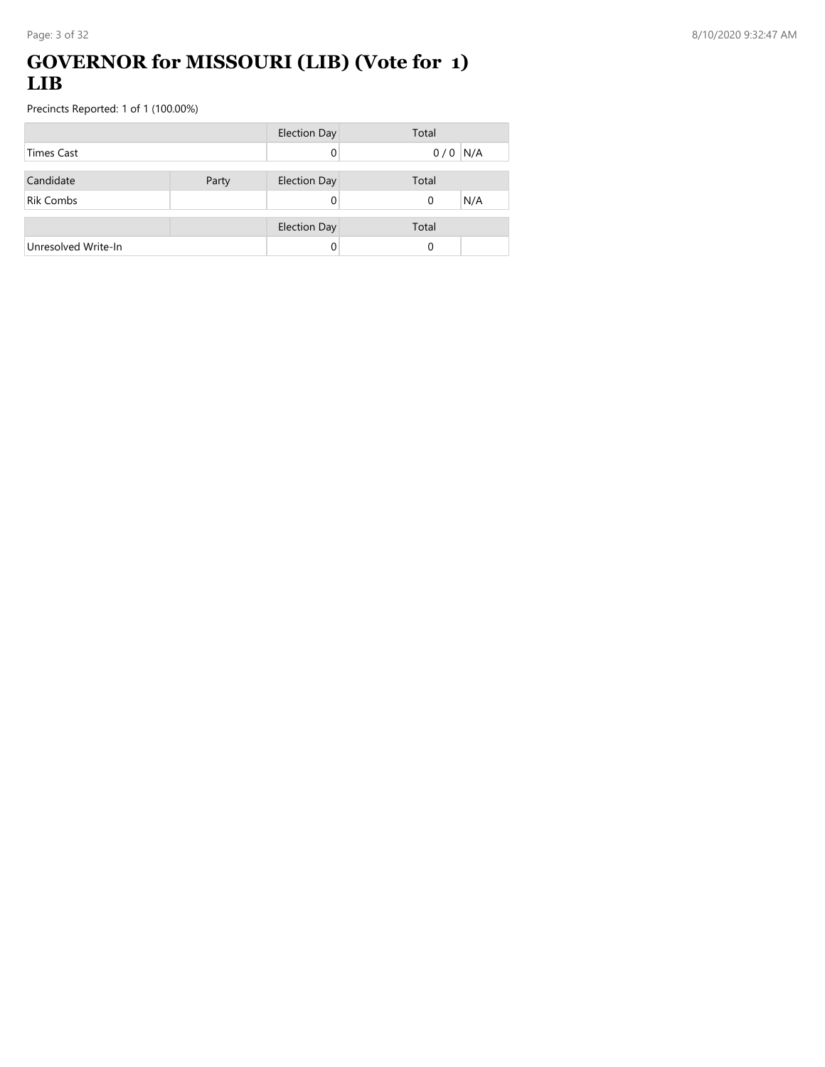# GOVERNOR for MISSOURI (LIB) (Vote for 1) LIB

Precincts Reported: 1 of 1 (100.00%)

| | Election Day | Total | |
|---|---|---|---|
| Times Cast | 0 | 0 / 0 | N/A |

| Candidate | Party | Election Day | Total | |
|---|---|---|---|---|
| Rik Combs | | 0 | 0 | N/A |

| | | Election Day | Total | |
|---|---|---|---|---|
| Unresolved Write-In | | 0 | 0 | |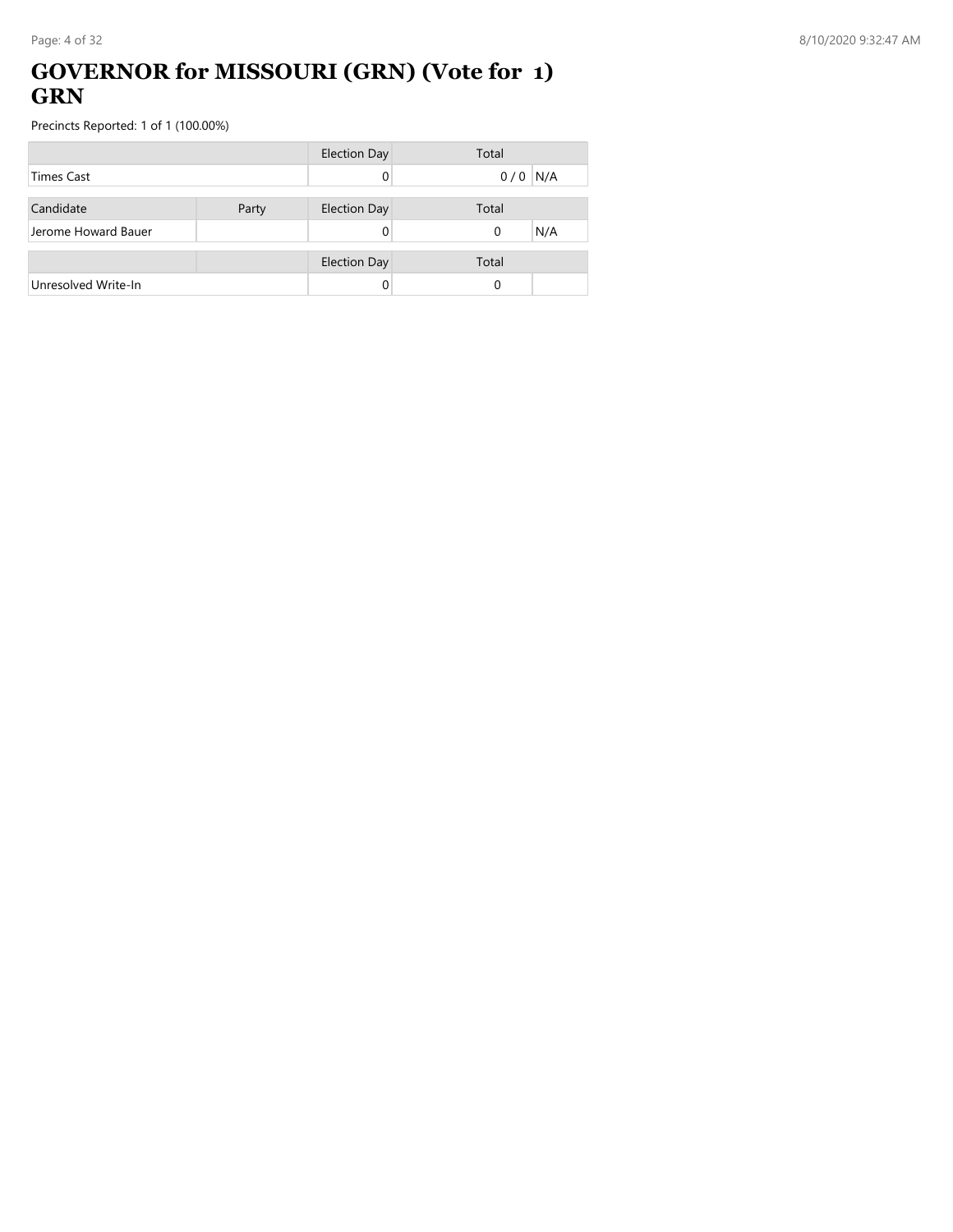# GOVERNOR for MISSOURI (GRN) (Vote for 1) GRN

Precincts Reported: 1 of 1 (100.00%)

| | Election Day | Total | |
|---|---|---|---|
| Times Cast | 0 | 0 / 0 | N/A |

| Candidate | Party | Election Day | Total | |
|---|---|---|---|---|
| Jerome Howard Bauer | | 0 | 0 | N/A |

| | | Election Day | Total | |
|---|---|---|---|---|
| Unresolved Write-In | | 0 | 0 | |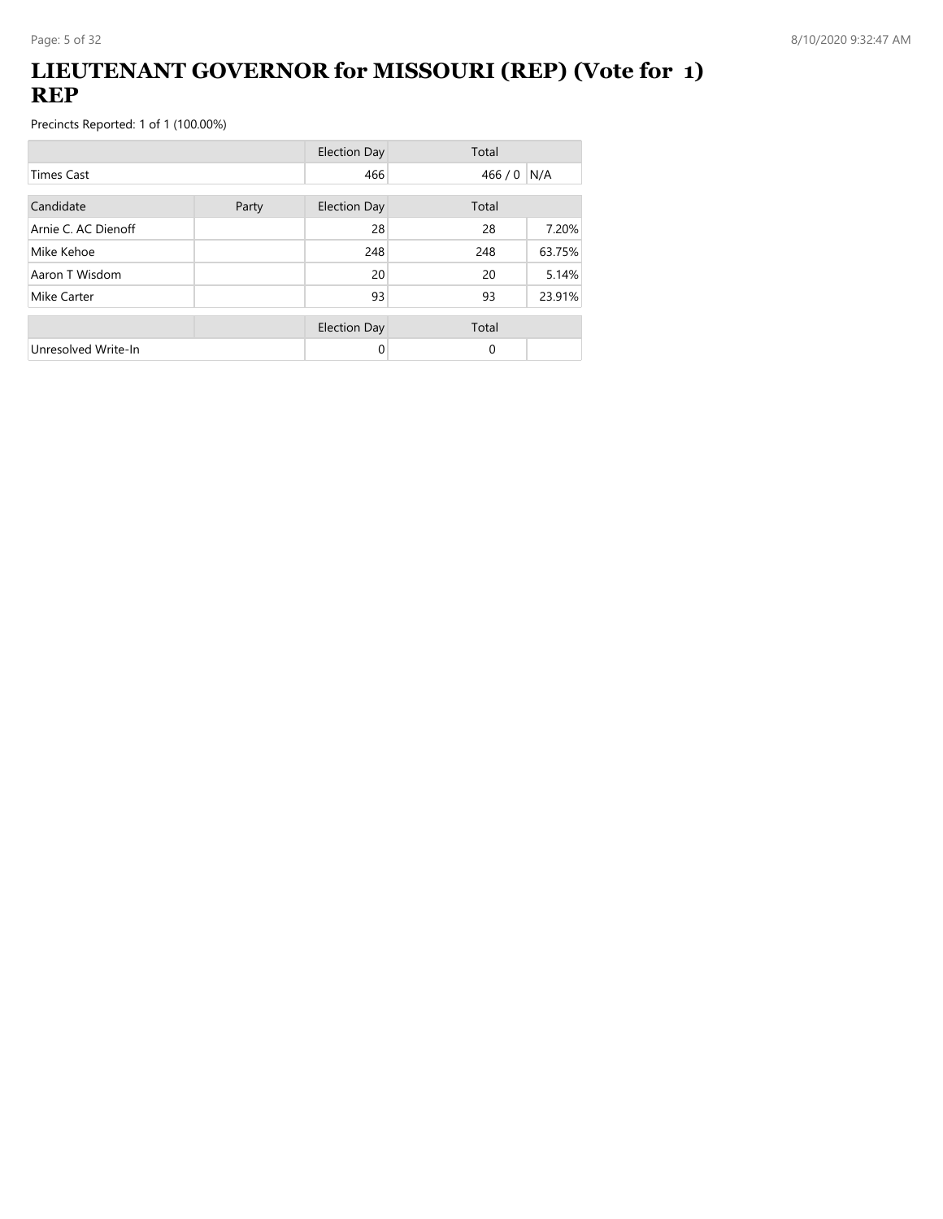# LIEUTENANT GOVERNOR for MISSOURI (REP) (Vote for 1) REP

Precincts Reported: 1 of 1 (100.00%)

| | | Election Day | Total | |
|---|---|---|---|---|
| Times Cast | | 466 | 466 / 0 | N/A |

| Candidate | Party | Election Day | Total | |
|---|---|---|---|---|
| Arnie C. AC Dienoff | | 28 | 28 | 7.20% |
| Mike Kehoe | | 248 | 248 | 63.75% |
| Aaron T Wisdom | | 20 | 20 | 5.14% |
| Mike Carter | | 93 | 93 | 23.91% |

| | | Election Day | Total | |
|---|---|---|---|---|
| Unresolved Write-In | | 0 | 0 | |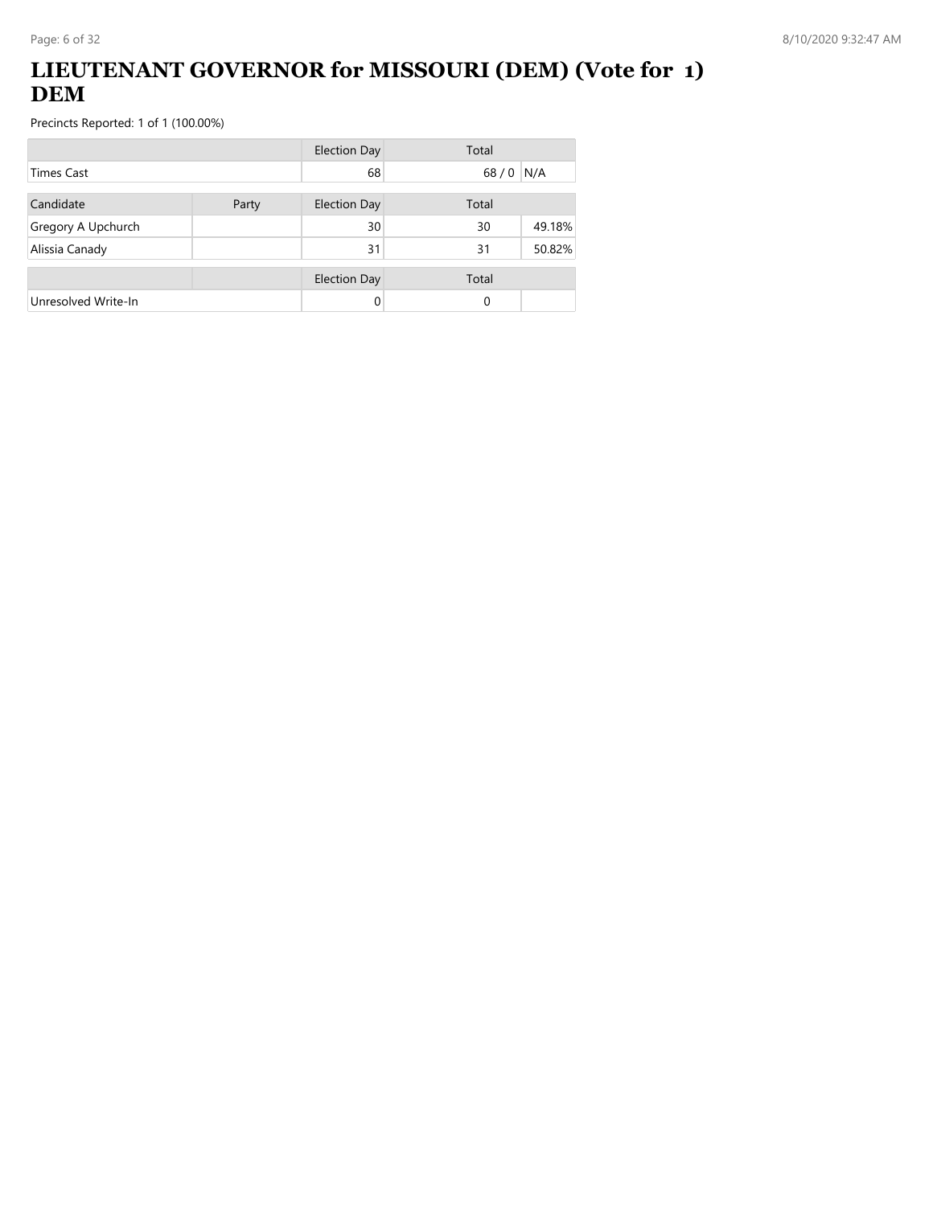# LIEUTENANT GOVERNOR for MISSOURI (DEM) (Vote for 1) DEM

Precincts Reported: 1 of 1 (100.00%)

| | | Election Day | Total | |
|---|---|---|---|---|
| Times Cast | | 68 | 68 / 0 | N/A |
| **Candidate** | **Party** | **Election Day** | **Total** | |
| Gregory A Upchurch | | 30 | 30 | 49.18% |
| Alissia Canady | | 31 | 31 | 50.82% |
| | | **Election Day** | **Total** | |
| Unresolved Write-In | | 0 | 0 | |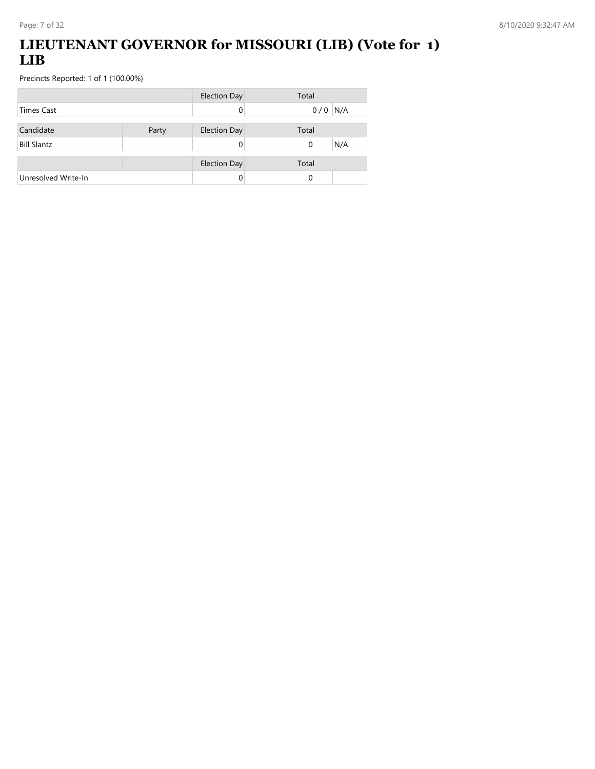# LIEUTENANT GOVERNOR for MISSOURI (LIB) (Vote for 1) LIB

Precincts Reported: 1 of 1 (100.00%)

| | | Election Day | Total | |
|---|---|---|---|---|
| Times Cast | | 0 | 0 / 0 | N/A |

| Candidate | Party | Election Day | Total | |
|---|---|---|---|---|
| Bill Slantz | | 0 | 0 | N/A |

| | | Election Day | Total | |
|---|---|---|---|---|
| Unresolved Write-In | | 0 | 0 | |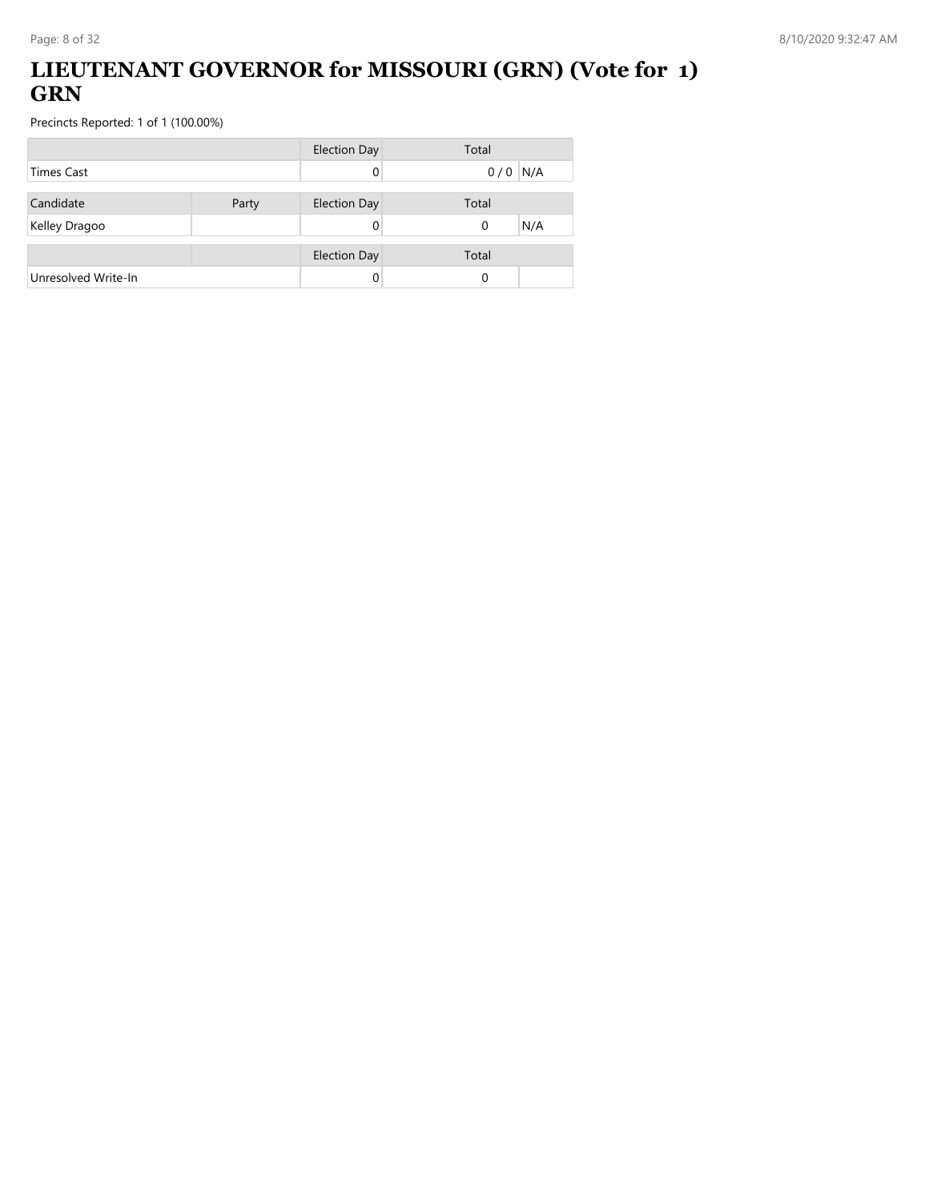# LIEUTENANT GOVERNOR for MISSOURI (GRN) (Vote for 1) GRN

Precincts Reported: 1 of 1 (100.00%)

| | Election Day | Total | |
|---|---|---|---|
| Times Cast | 0 | 0 / 0 | N/A |

| Candidate | Party | Election Day | Total | |
|---|---|---|---|---|
| Kelley Dragoo | | 0 | 0 | N/A |

| | | Election Day | Total | |
|---|---|---|---|---|
| Unresolved Write-In | | 0 | 0 | |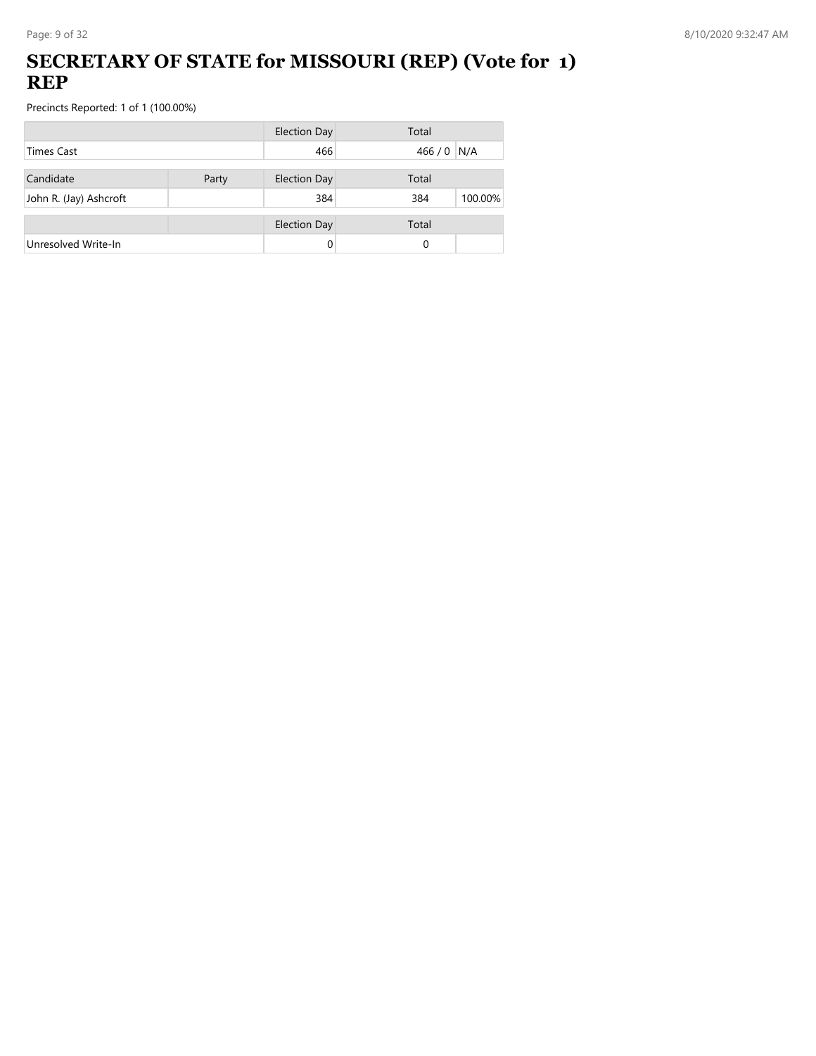# SECRETARY OF STATE for MISSOURI (REP) (Vote for 1) REP

Precincts Reported: 1 of 1 (100.00%)

| | | Election Day | Total | |
|---|---|---|---|---|
| Times Cast | | 466 | 466 / 0 | N/A |

| Candidate | Party | Election Day | Total | |
|---|---|---|---|---|
| John R. (Jay) Ashcroft | | 384 | 384 | 100.00% |

| | | Election Day | Total | |
|---|---|---|---|---|
| Unresolved Write-In | | 0 | 0 | |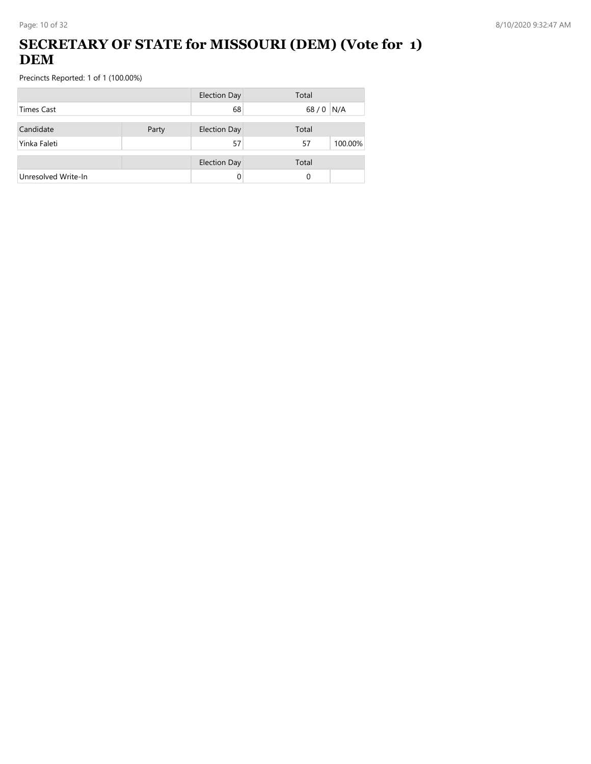# SECRETARY OF STATE for MISSOURI (DEM) (Vote for 1) DEM

Precincts Reported: 1 of 1 (100.00%)

| | | Election Day | Total | |
|---|---|---|---|---|
| Times Cast | | 68 | 68 / 0 | N/A |

| Candidate | Party | Election Day | Total | |
|---|---|---|---|---|
| Yinka Faleti | | 57 | 57 | 100.00% |

| | | Election Day | Total | |
|---|---|---|---|---|
| Unresolved Write-In | | 0 | 0 | |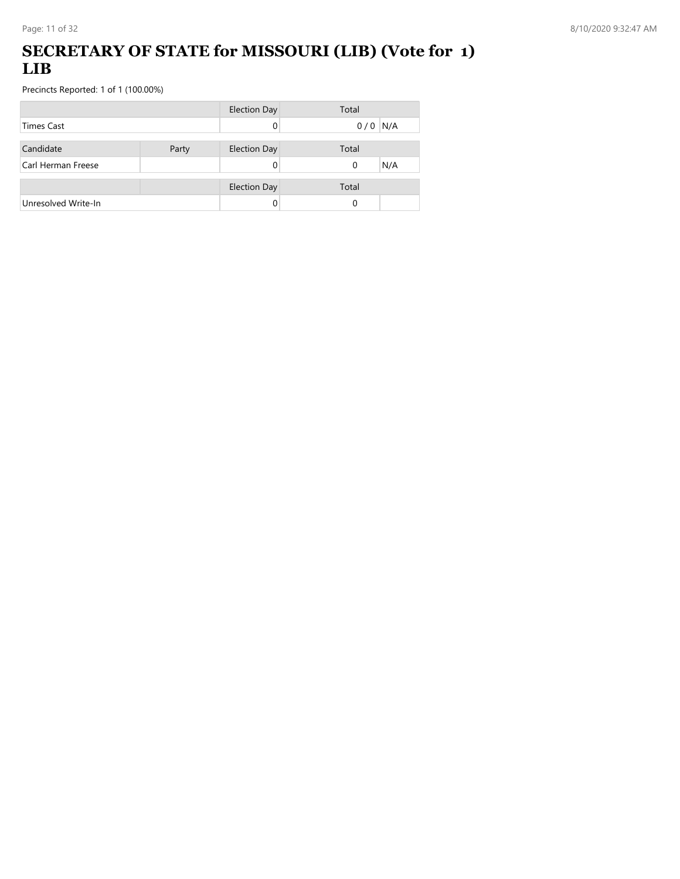# SECRETARY OF STATE for MISSOURI (LIB) (Vote for 1) LIB

Precincts Reported: 1 of 1 (100.00%)

| | | Election Day | Total | |
|---|---|---|---|---|
| Times Cast | | 0 | 0 / 0 | N/A |

| Candidate | Party | Election Day | Total | |
|---|---|---|---|---|
| Carl Herman Freese | | 0 | 0 | N/A |

| | | Election Day | Total | |
|---|---|---|---|---|
| Unresolved Write-In | | 0 | 0 | |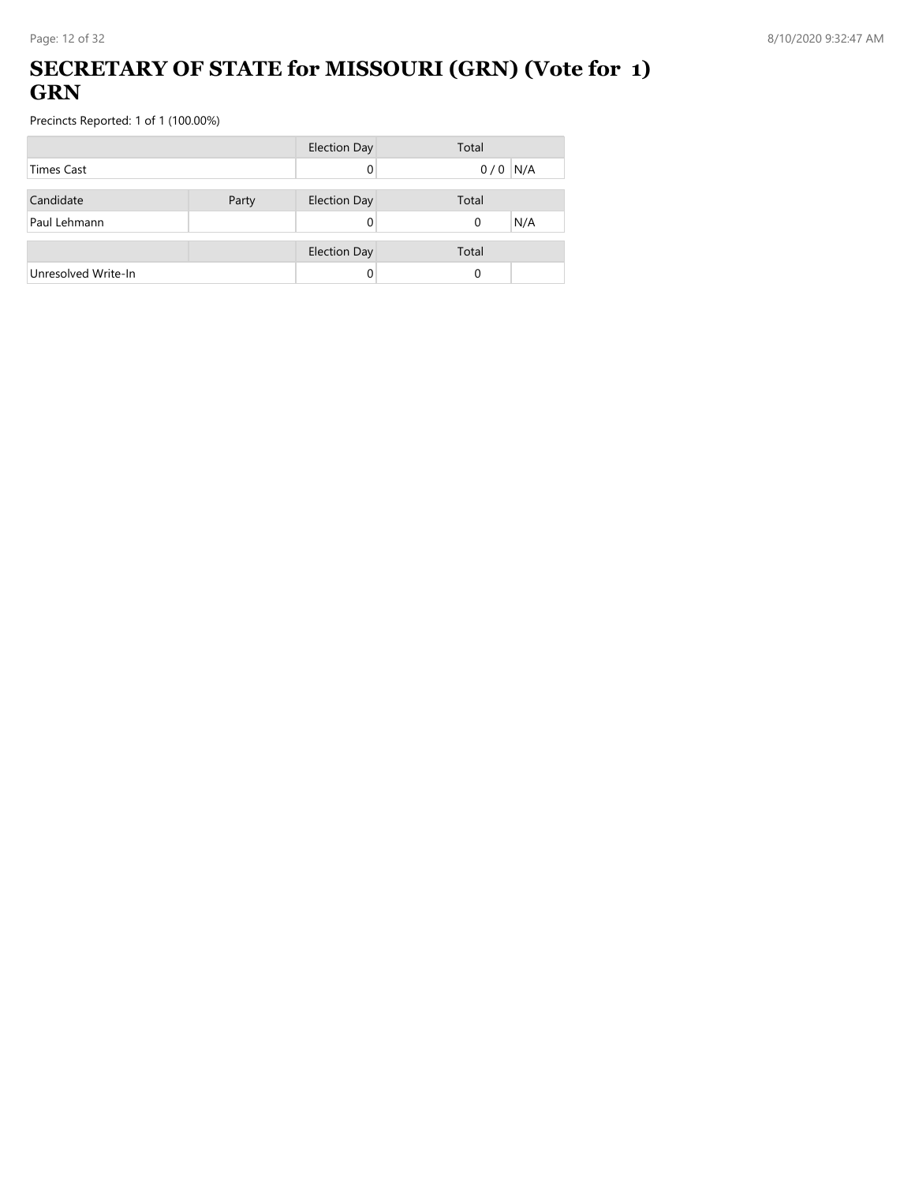# SECRETARY OF STATE for MISSOURI (GRN) (Vote for 1) GRN

Precincts Reported: 1 of 1 (100.00%)

| | | Election Day | Total | |
|---|---|---|---|---|
| Times Cast | | 0 | 0 / 0 | N/A |

| Candidate | Party | Election Day | Total | |
|---|---|---|---|---|
| Paul Lehmann | | 0 | 0 | N/A |

| | | Election Day | Total | |
|---|---|---|---|---|
| Unresolved Write-In | | 0 | 0 | |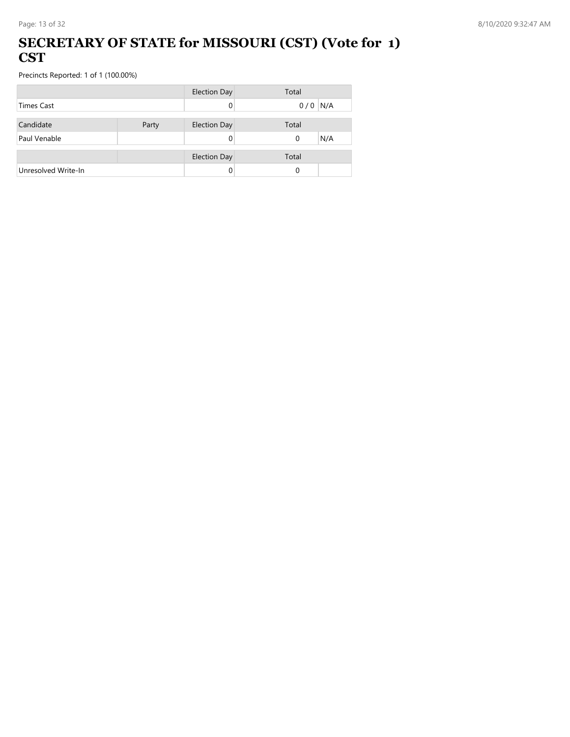# SECRETARY OF STATE for MISSOURI (CST) (Vote for 1) CST

Precincts Reported: 1 of 1 (100.00%)

| | | Election Day | Total | |
|---|---|---|---|---|
| Times Cast | | 0 | 0 / 0 | N/A |

| Candidate | Party | Election Day | Total | |
|---|---|---|---|---|
| Paul Venable | | 0 | 0 | N/A |

| | | Election Day | Total | |
|---|---|---|---|---|
| Unresolved Write-In | | 0 | 0 | |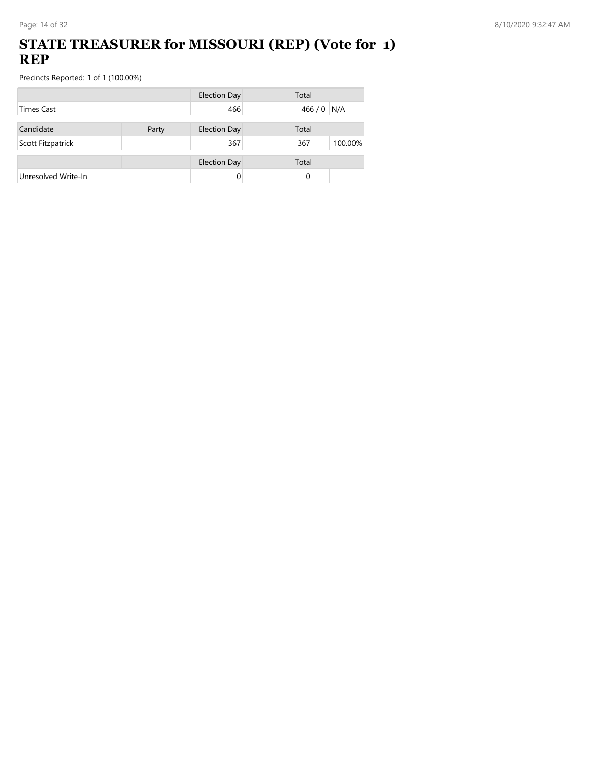# STATE TREASURER for MISSOURI (REP) (Vote for 1) REP

Precincts Reported: 1 of 1 (100.00%)

| | | Election Day | Total | |
|---|---|---|---|---|
| Times Cast | | 466 | 466 / 0 | N/A |

| Candidate | Party | Election Day | Total | |
|---|---|---|---|---|
| Scott Fitzpatrick | | 367 | 367 | 100.00% |

| | | Election Day | Total | |
|---|---|---|---|---|
| Unresolved Write-In | | 0 | 0 | |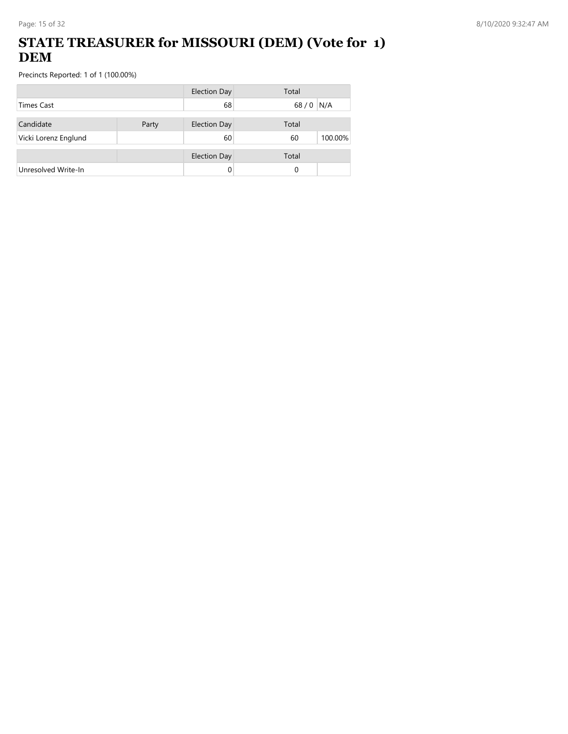# STATE TREASURER for MISSOURI (DEM) (Vote for 1) DEM

Precincts Reported: 1 of 1 (100.00%)

| | | Election Day | Total | |
|---|---|---|---|---|
| Times Cast | | 68 | 68 / 0 | N/A |

| Candidate | Party | Election Day | Total | |
|---|---|---|---|---|
| Vicki Lorenz Englund | | 60 | 60 | 100.00% |

| | | Election Day | Total | |
|---|---|---|---|---|
| Unresolved Write-In | | 0 | 0 | |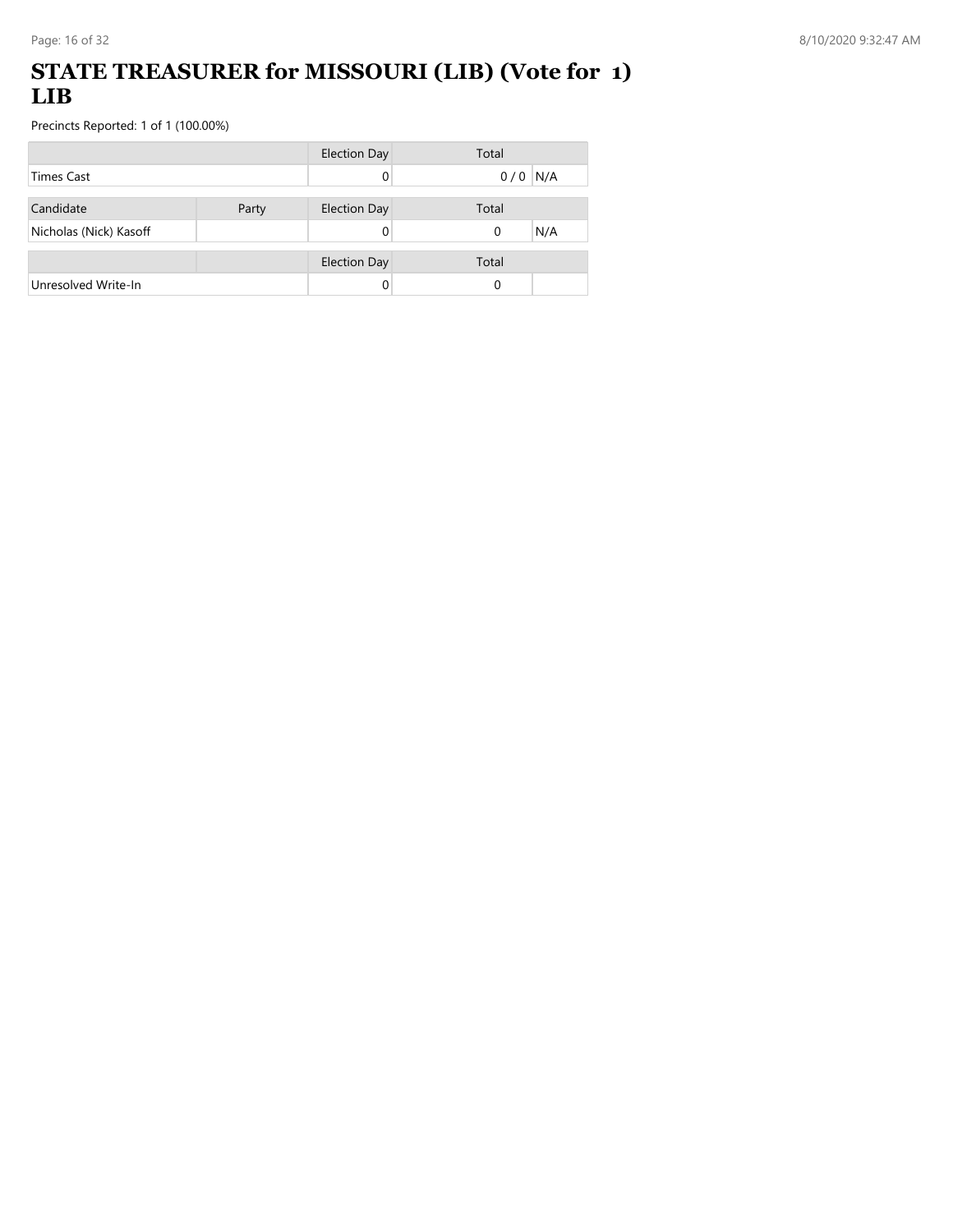# STATE TREASURER for MISSOURI (LIB) (Vote for 1) LIB

Precincts Reported: 1 of 1 (100.00%)

| | | Election Day | Total | |
|---|---|---|---|---|
| Times Cast | | 0 | 0 / 0 | N/A |

| Candidate | Party | Election Day | Total | |
|---|---|---|---|---|
| Nicholas (Nick) Kasoff | | 0 | 0 | N/A |

| | | Election Day | Total | |
|---|---|---|---|---|
| Unresolved Write-In | | 0 | 0 | |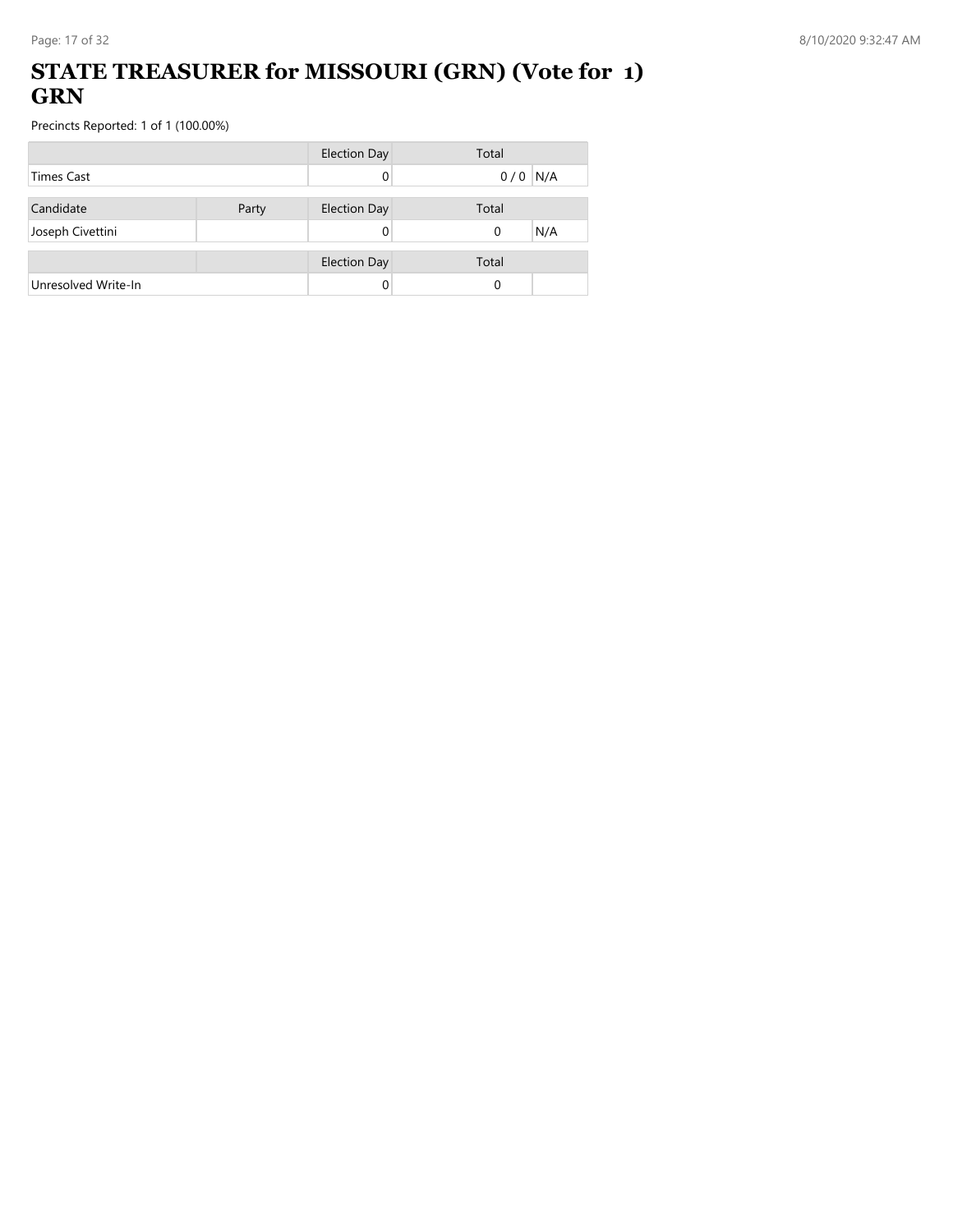# STATE TREASURER for MISSOURI (GRN) (Vote for 1) GRN

Precincts Reported: 1 of 1 (100.00%)

| | Election Day | Total | |
|---|---|---|---|
| Times Cast | 0 | 0 / 0 | N/A |

| Candidate | Party | Election Day | Total | |
|---|---|---|---|---|
| Joseph Civettini | | 0 | 0 | N/A |

| | | Election Day | Total | |
|---|---|---|---|---|
| Unresolved Write-In | | 0 | 0 | |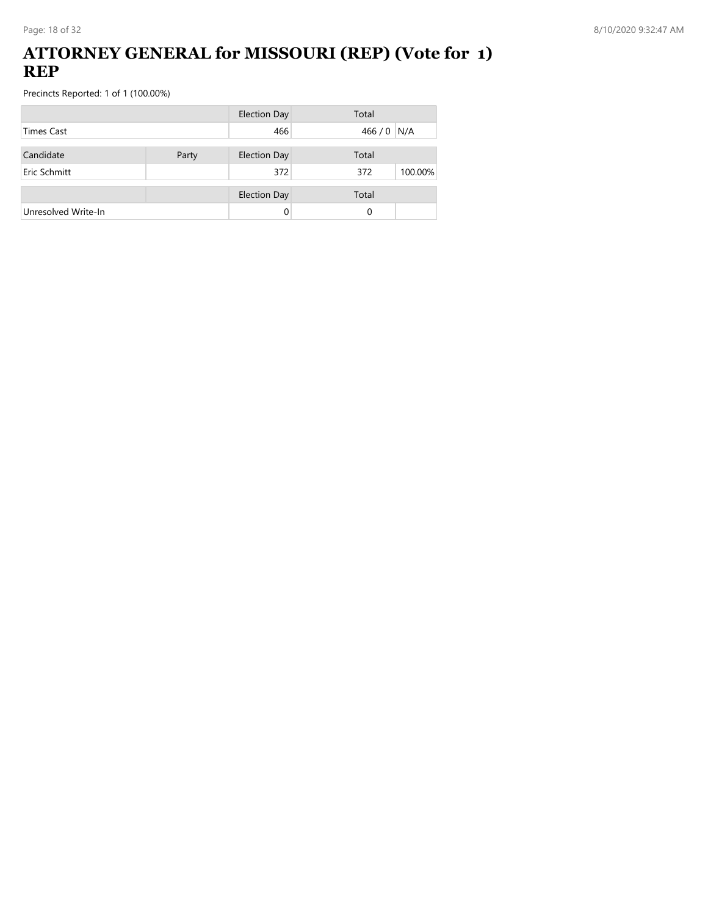# ATTORNEY GENERAL for MISSOURI (REP) (Vote for 1) REP

Precincts Reported: 1 of 1 (100.00%)

| | | Election Day | Total | |
|---|---|---|---|---|
| Times Cast | | 466 | 466 / 0 | N/A |

| Candidate | Party | Election Day | Total | |
|---|---|---|---|---|
| Eric Schmitt | | 372 | 372 | 100.00% |

| | | Election Day | Total | |
|---|---|---|---|---|
| Unresolved Write-In | | 0 | 0 | |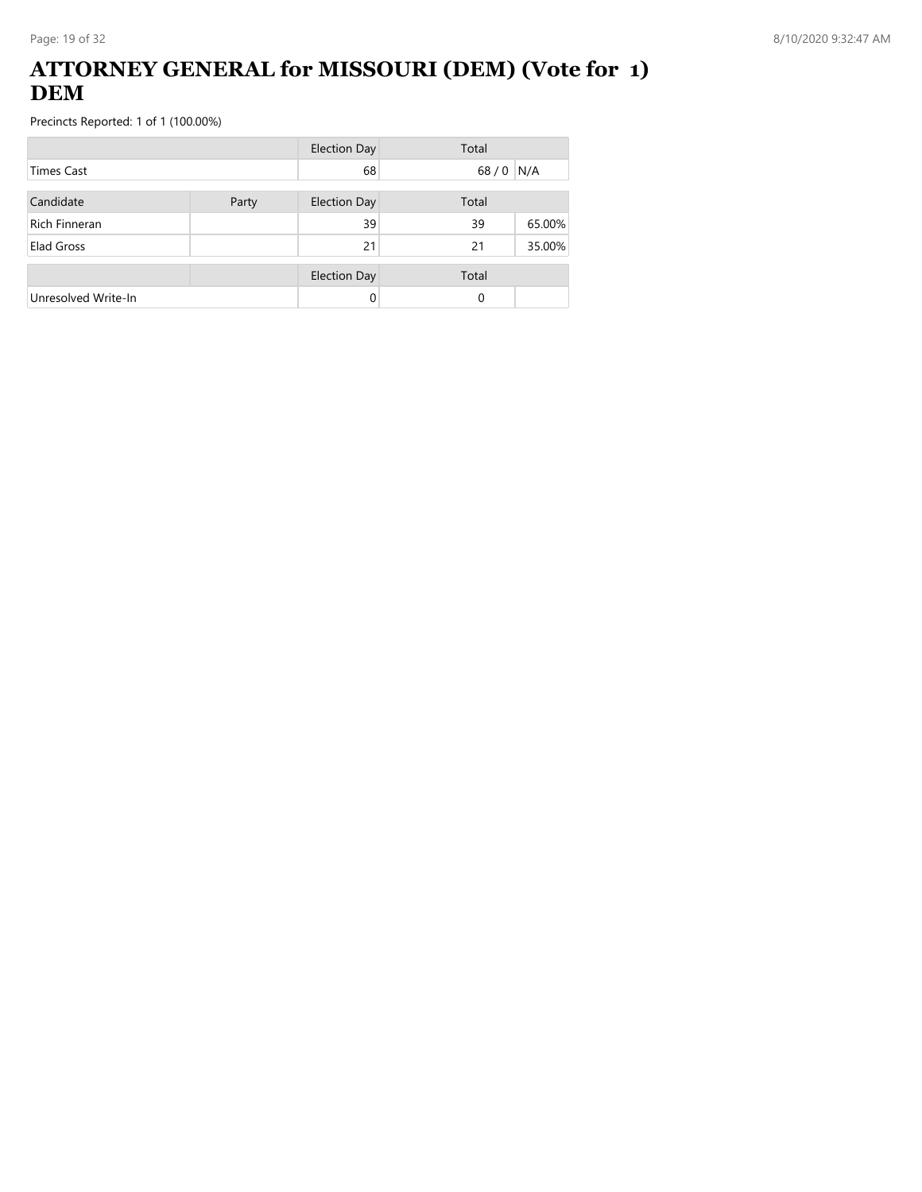# ATTORNEY GENERAL for MISSOURI (DEM) (Vote for 1) DEM

Precincts Reported: 1 of 1 (100.00%)

| | | Election Day | Total | |
|---|---|---|---|---|
| Times Cast | | 68 | 68 / 0 | N/A |

| Candidate | Party | Election Day | Total | |
|---|---|---|---|---|
| Rich Finneran | | 39 | 39 | 65.00% |
| Elad Gross | | 21 | 21 | 35.00% |

| | | Election Day | Total | |
|---|---|---|---|---|
| Unresolved Write-In | | 0 | 0 | |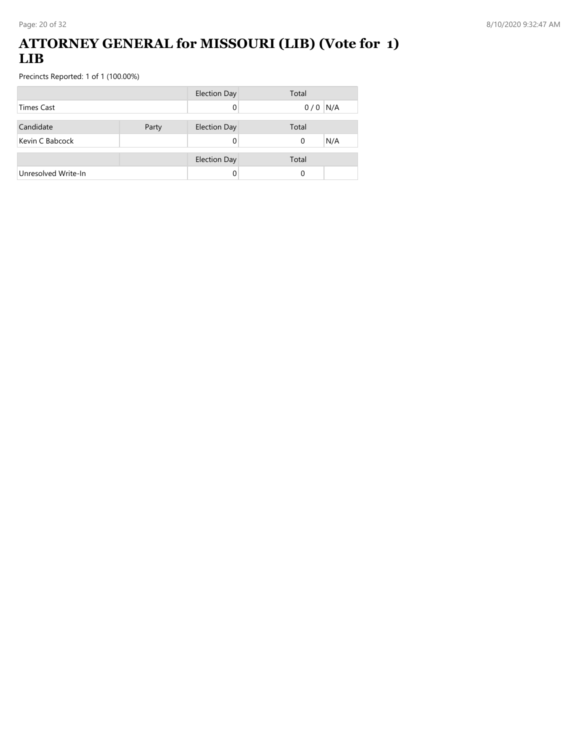# ATTORNEY GENERAL for MISSOURI (LIB) (Vote for 1) LIB

Precincts Reported: 1 of 1 (100.00%)

| | Election Day | Total | |
|---|---|---|---|
| Times Cast | 0 | 0 / 0 | N/A |

| Candidate | Party | Election Day | Total | |
|---|---|---|---|---|
| Kevin C Babcock | | 0 | 0 | N/A |

| | | Election Day | Total | |
|---|---|---|---|---|
| Unresolved Write-In | | 0 | 0 | |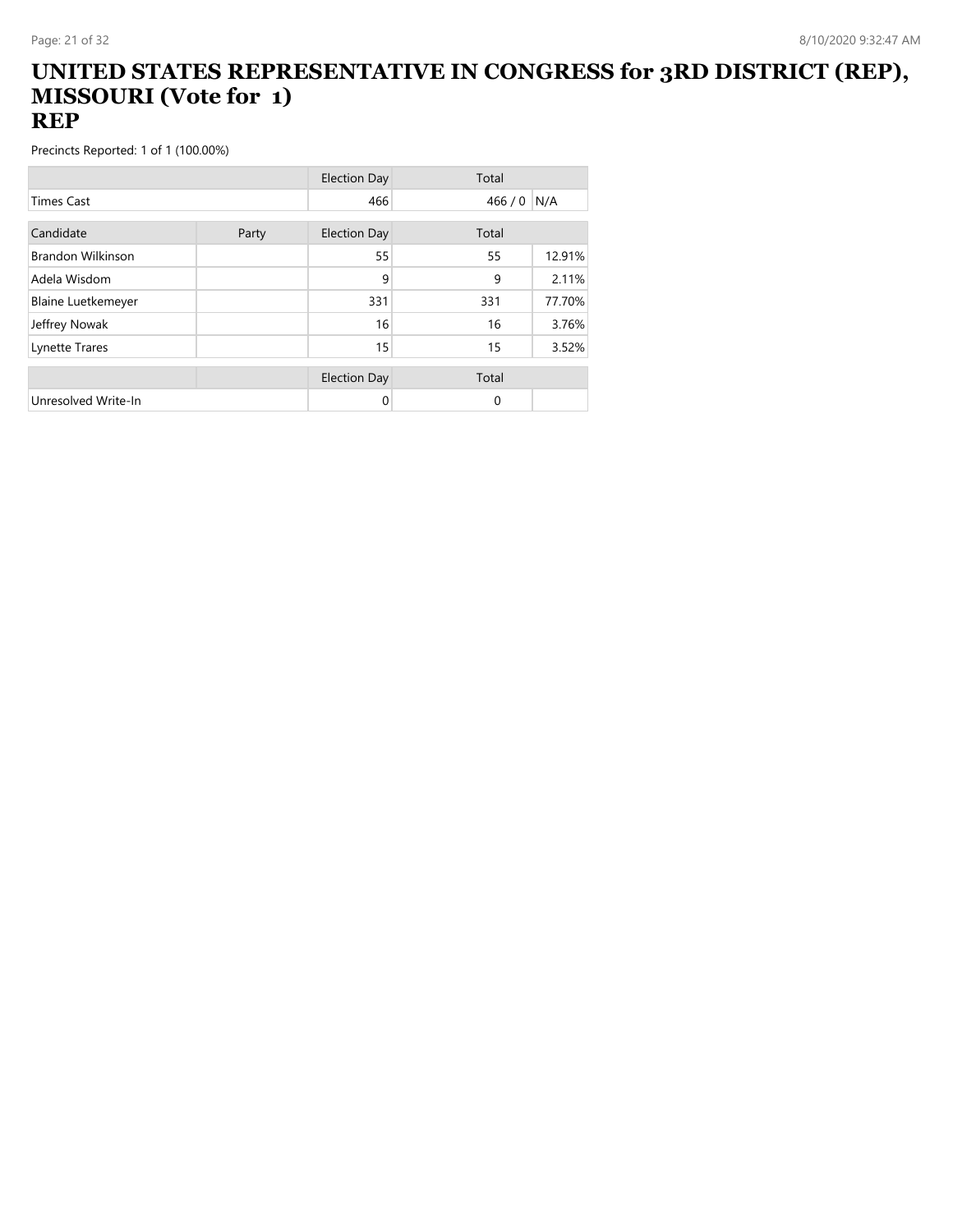# UNITED STATES REPRESENTATIVE IN CONGRESS for 3RD DISTRICT (REP), MISSOURI (Vote for 1)
## REP

Precincts Reported: 1 of 1 (100.00%)

| | | Election Day | Total | |
|---|---|---|---|---|
| Times Cast | | 466 | 466 / 0 | N/A |

| Candidate | Party | Election Day | Total | |
|---|---|---|---|---|
| Brandon Wilkinson | | 55 | 55 | 12.91% |
| Adela Wisdom | | 9 | 9 | 2.11% |
| Blaine Luetkemeyer | | 331 | 331 | 77.70% |
| Jeffrey Nowak | | 16 | 16 | 3.76% |
| Lynette Trares | | 15 | 15 | 3.52% |

| | | Election Day | Total | |
|---|---|---|---|---|
| Unresolved Write-In | | 0 | 0 | |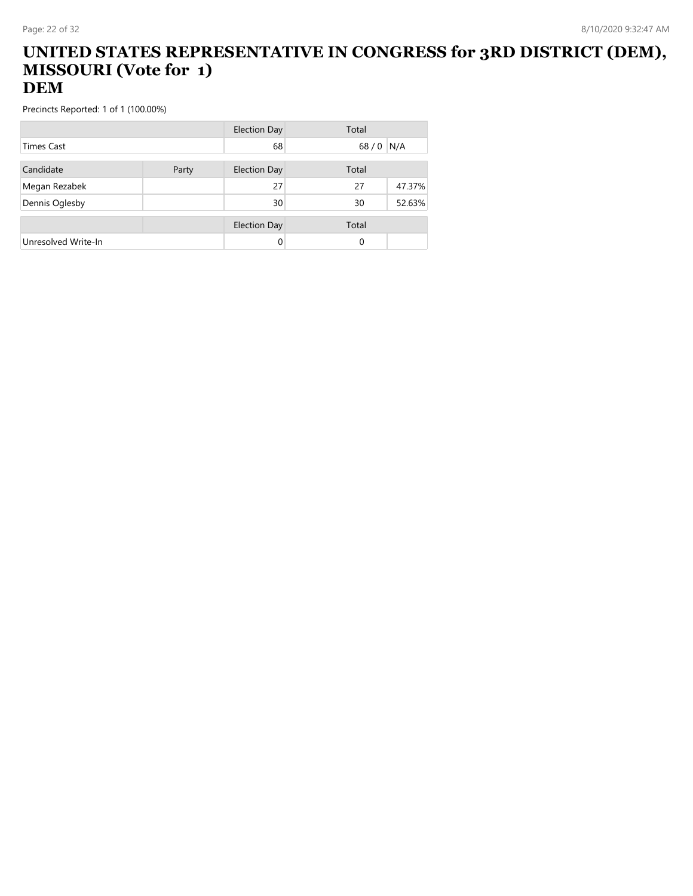# UNITED STATES REPRESENTATIVE IN CONGRESS for 3RD DISTRICT (DEM), MISSOURI (Vote for 1)
# DEM

Precincts Reported: 1 of 1 (100.00%)

| | | Election Day | Total | |
|---|---|---|---|---|
| Times Cast | | 68 | 68 / 0 | N/A |

| Candidate | Party | Election Day | Total | |
|---|---|---|---|---|
| Megan Rezabek | | 27 | 27 | 47.37% |
| Dennis Oglesby | | 30 | 30 | 52.63% |

| | | Election Day | Total | |
|---|---|---|---|---|
| Unresolved Write-In | | 0 | 0 | |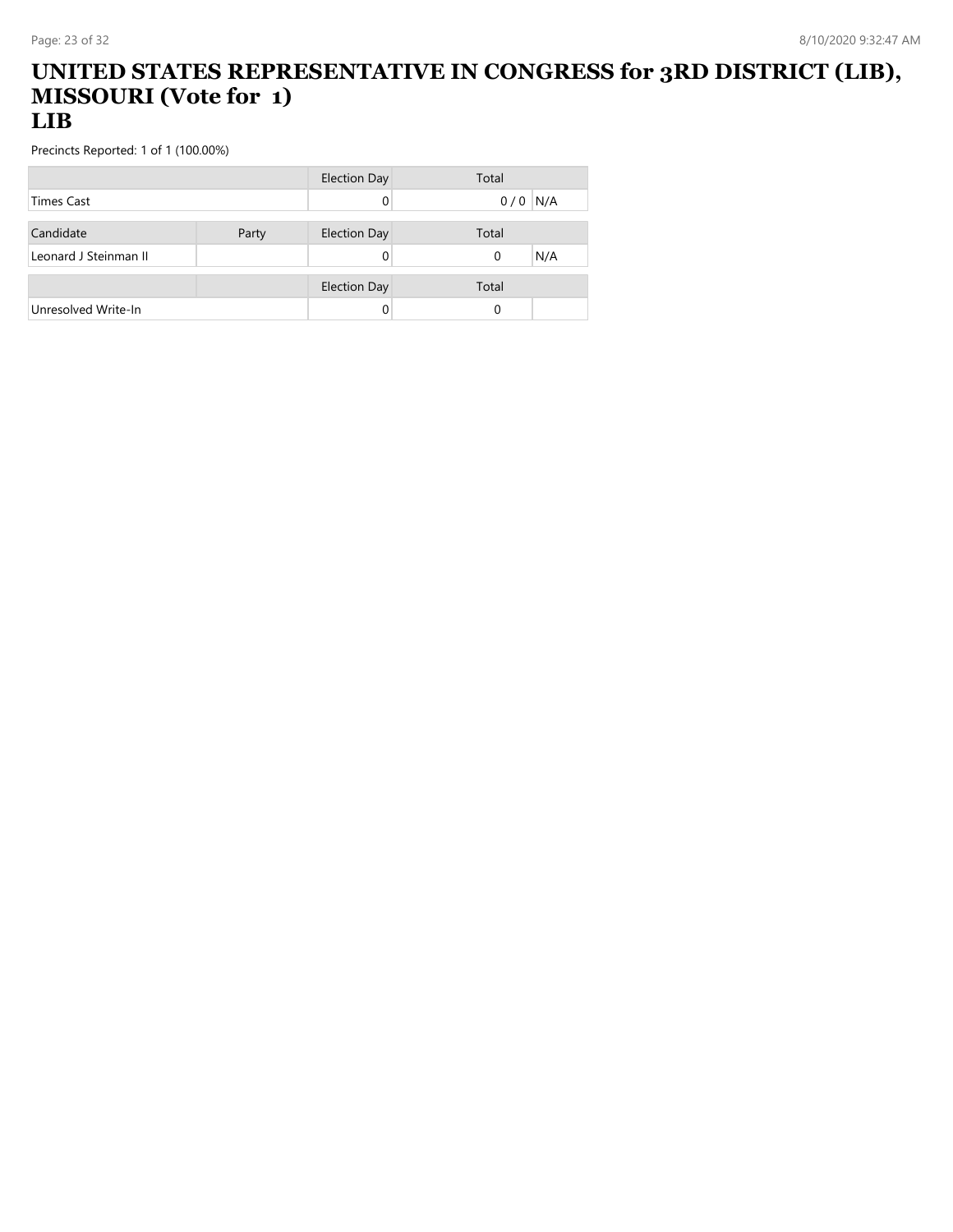# UNITED STATES REPRESENTATIVE IN CONGRESS for 3RD DISTRICT (LIB), MISSOURI (Vote for 1)
## LIB

Precincts Reported: 1 of 1 (100.00%)

| | Election Day | Total | |
|---|---|---|---|
| Times Cast | 0 | 0 / 0 | N/A |

| Candidate | Party | Election Day | Total | |
|---|---|---|---|---|
| Leonard J Steinman II | | 0 | 0 | N/A |

| | | Election Day | Total | |
|---|---|---|---|---|
| Unresolved Write-In | | 0 | 0 | |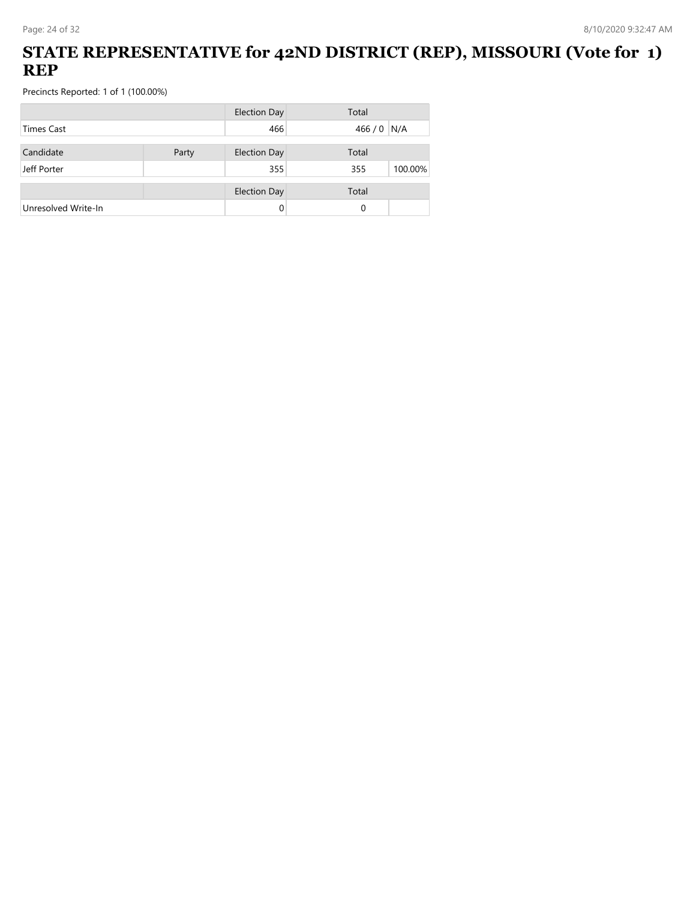# STATE REPRESENTATIVE for 42ND DISTRICT (REP), MISSOURI (Vote for 1) REP

Precincts Reported: 1 of 1 (100.00%)

| | | Election Day | Total | |
|---|---|---|---|---|
| Times Cast | | 466 | 466 / 0 | N/A |

| Candidate | Party | Election Day | Total | |
|---|---|---|---|---|
| Jeff Porter | | 355 | 355 | 100.00% |

| | | Election Day | Total | |
|---|---|---|---|---|
| Unresolved Write-In | | 0 | 0 | |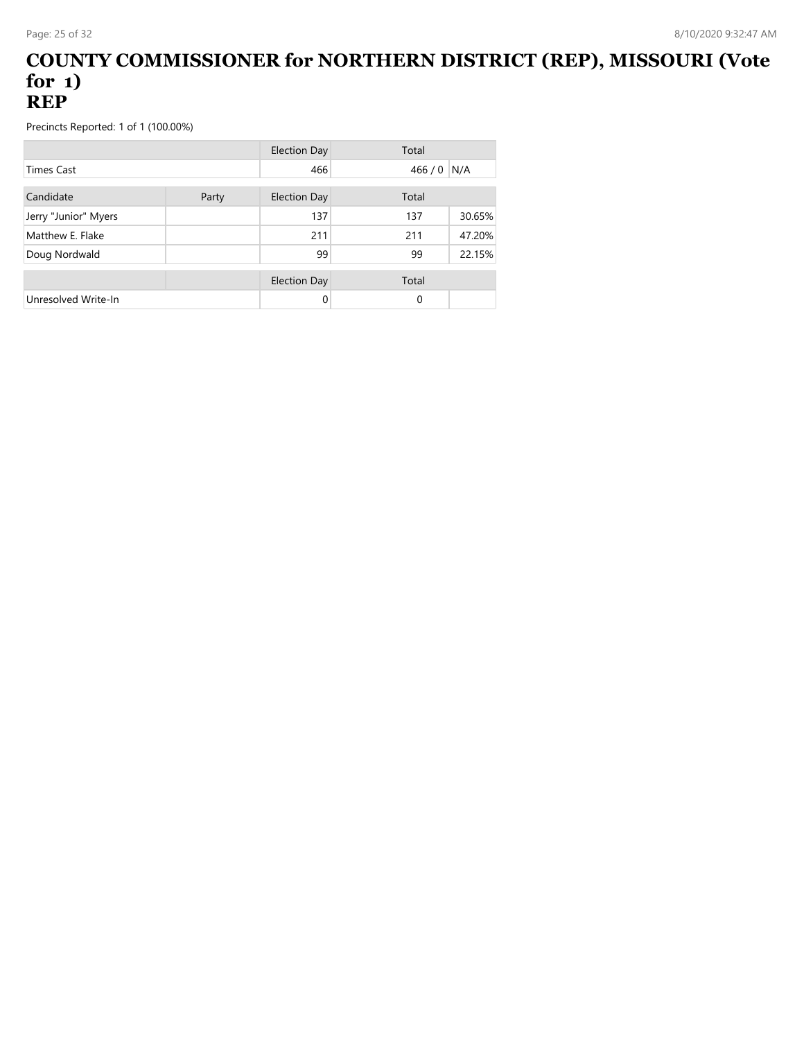# COUNTY COMMISSIONER for NORTHERN DISTRICT (REP), MISSOURI (Vote for 1)
# REP

Precincts Reported: 1 of 1 (100.00%)

| | | Election Day | Total | |
|---|---|---|---|---|
| Times Cast | | 466 | 466 / 0 | N/A |

| Candidate | Party | Election Day | Total | |
|---|---|---|---|---|
| Jerry "Junior" Myers | | 137 | 137 | 30.65% |
| Matthew E. Flake | | 211 | 211 | 47.20% |
| Doug Nordwald | | 99 | 99 | 22.15% |

| | | Election Day | Total | |
|---|---|---|---|---|
| Unresolved Write-In | | 0 | 0 | |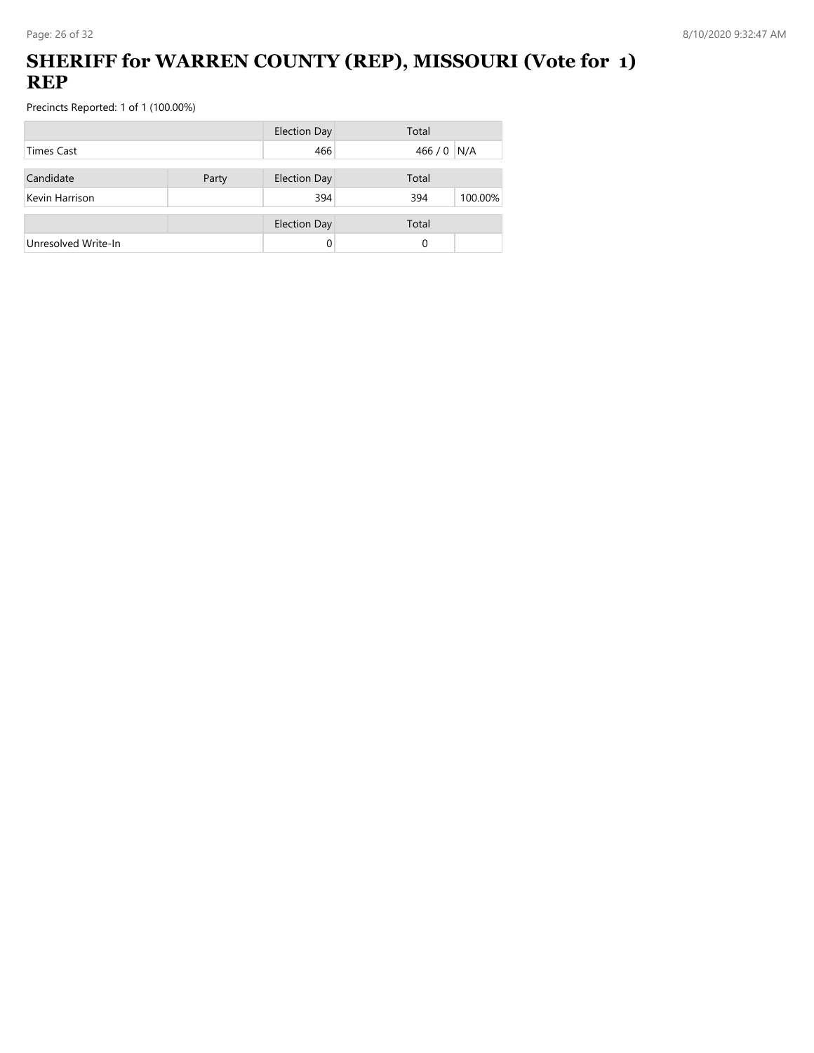# SHERIFF for WARREN COUNTY (REP), MISSOURI (Vote for 1) REP

Precincts Reported: 1 of 1 (100.00%)

| | | Election Day | Total | |
|---|---|---|---|---|
| Times Cast | | 466 | 466 / 0 | N/A |

| Candidate | Party | Election Day | Total | |
|---|---|---|---|---|
| Kevin Harrison | | 394 | 394 | 100.00% |

| | | Election Day | Total | |
|---|---|---|---|---|
| Unresolved Write-In | | 0 | 0 | |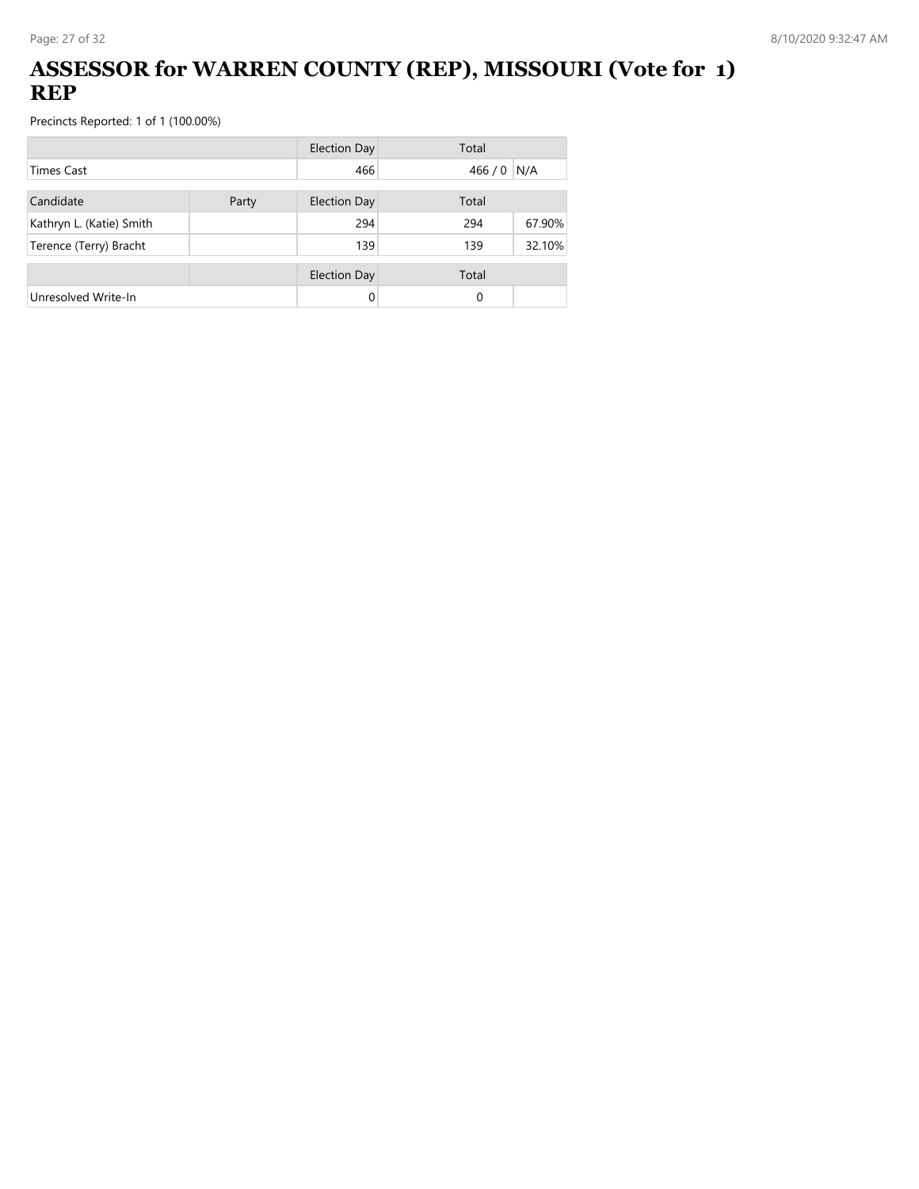# ASSESSOR for WARREN COUNTY (REP), MISSOURI (Vote for 1) REP

Precincts Reported: 1 of 1 (100.00%)

| | | Election Day | Total | |
|---|---|---|---|---|
| Times Cast | | 466 | 466 / 0 | N/A |

| Candidate | Party | Election Day | Total | |
|---|---|---|---|---|
| Kathryn L. (Katie) Smith | | 294 | 294 | 67.90% |
| Terence (Terry) Bracht | | 139 | 139 | 32.10% |

| | | Election Day | Total | |
|---|---|---|---|---|
| Unresolved Write-In | | 0 | 0 | |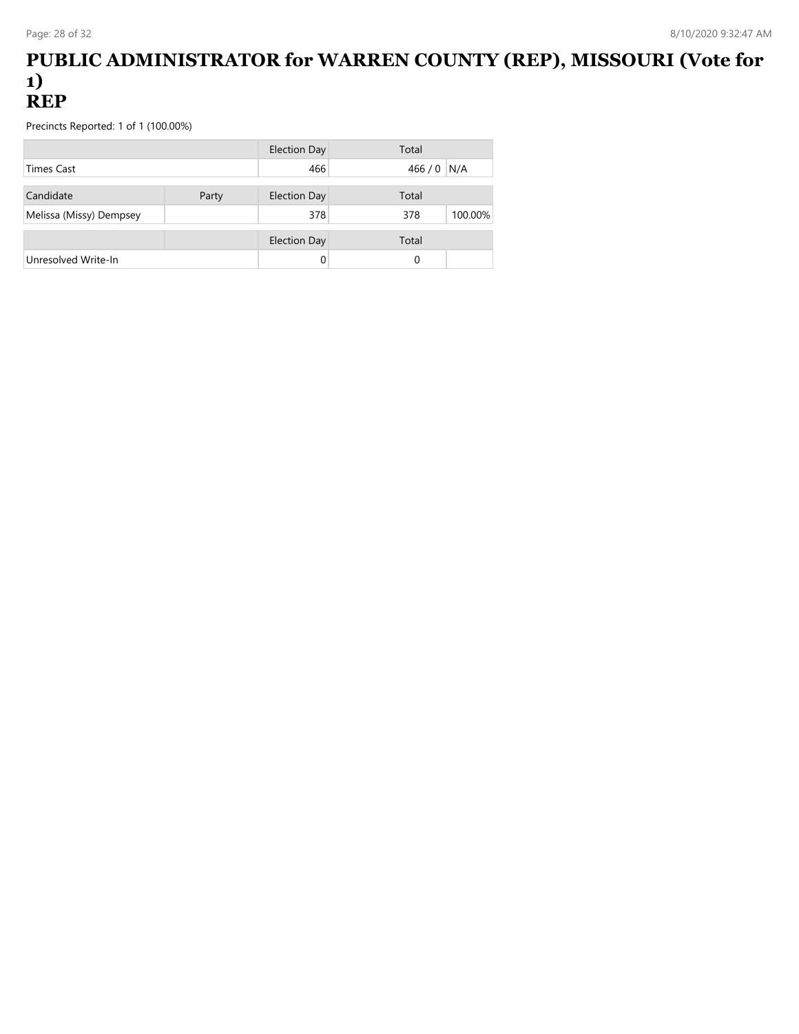# PUBLIC ADMINISTRATOR for WARREN COUNTY (REP), MISSOURI (Vote for 1)
# REP

Precincts Reported: 1 of 1 (100.00%)

| | | Election Day | Total | |
|---|---|---|---|---|
| Times Cast | | 466 | 466 / 0 | N/A |

| Candidate | Party | Election Day | Total | |
|---|---|---|---|---|
| Melissa (Missy) Dempsey | | 378 | 378 | 100.00% |

| | | Election Day | Total | |
|---|---|---|---|---|
| Unresolved Write-In | | 0 | 0 | |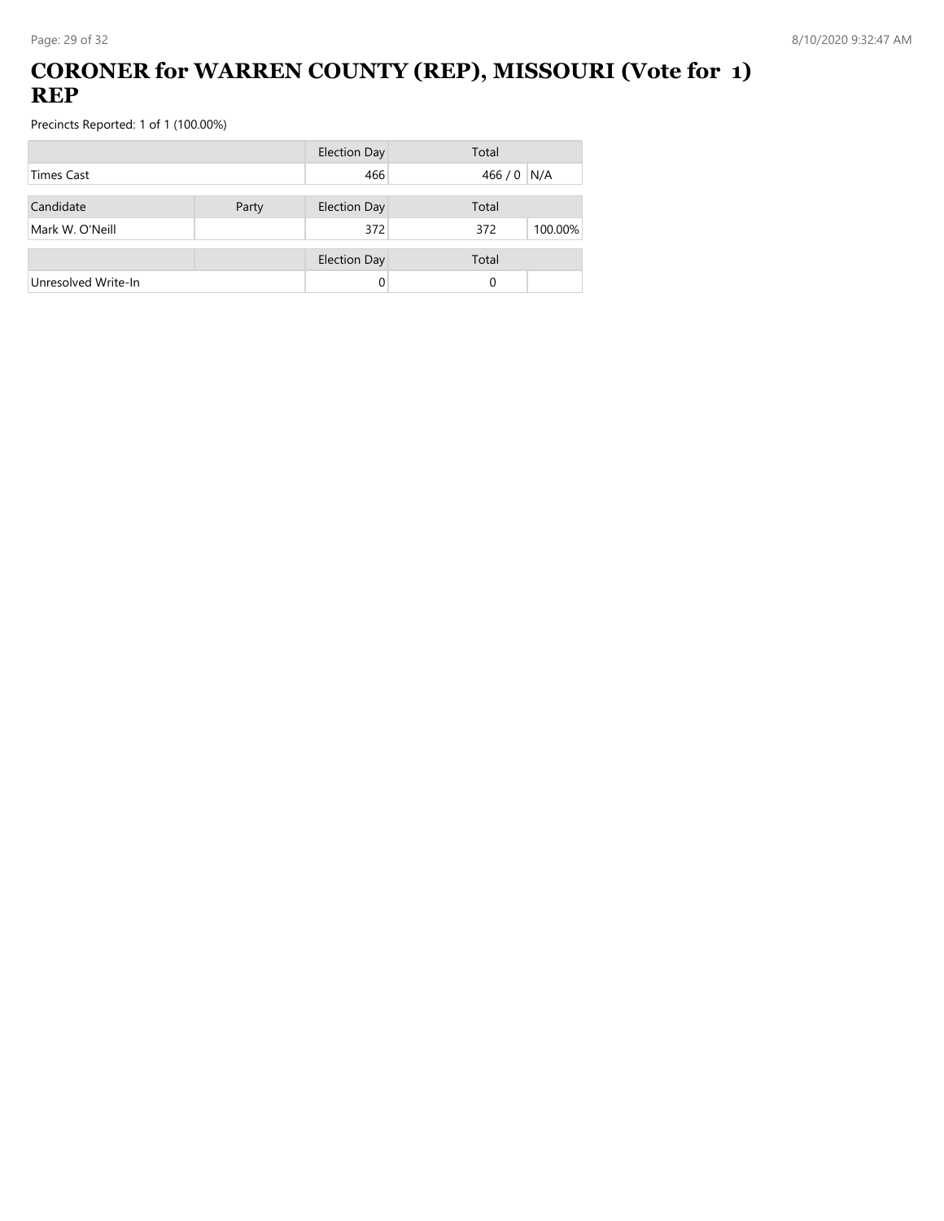# CORONER for WARREN COUNTY (REP), MISSOURI (Vote for 1) REP

Precincts Reported: 1 of 1 (100.00%)

| | | Election Day | Total | |
|---|---|---|---|---|
| Times Cast | | 466 | 466 / 0 | N/A |

| Candidate | Party | Election Day | Total | |
|---|---|---|---|---|
| Mark W. O'Neill | | 372 | 372 | 100.00% |

| | | Election Day | Total | |
|---|---|---|---|---|
| Unresolved Write-In | | 0 | 0 | |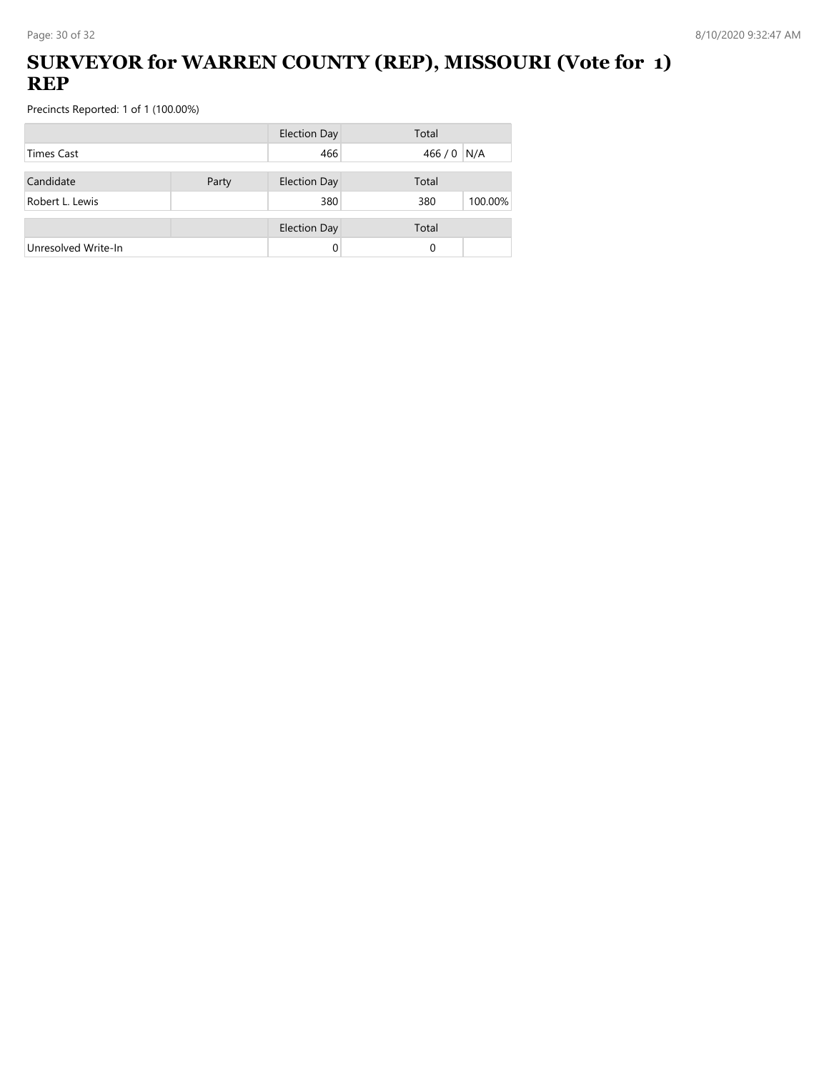# SURVEYOR for WARREN COUNTY (REP), MISSOURI (Vote for 1) REP

Precincts Reported: 1 of 1 (100.00%)

| | | Election Day | Total | |
|---|---|---|---|---|
| Times Cast | | 466 | 466 / 0 | N/A |
| **Candidate** | **Party** | **Election Day** | **Total** | |
| Robert L. Lewis | | 380 | 380 | 100.00% |
| | | **Election Day** | **Total** | |
| Unresolved Write-In | | 0 | 0 | |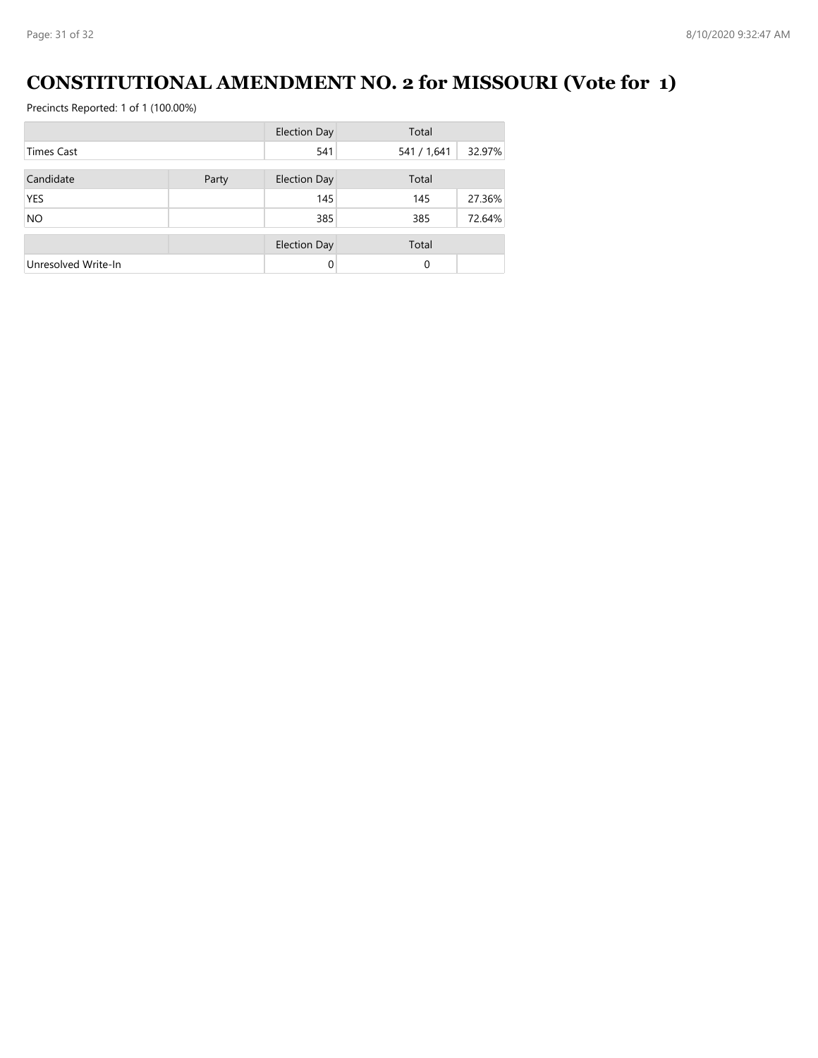# CONSTITUTIONAL AMENDMENT NO. 2 for MISSOURI (Vote for 1)

Precincts Reported: 1 of 1 (100.00%)

| | | Election Day | Total | |
|---|---|---|---|---|
| Times Cast | | 541 | 541 / 1,641 | 32.97% |

| Candidate | Party | Election Day | Total | |
|---|---|---|---|---|
| YES | | 145 | 145 | 27.36% |
| NO | | 385 | 385 | 72.64% |

| | | Election Day | Total | |
|---|---|---|---|---|
| Unresolved Write-In | | 0 | 0 | |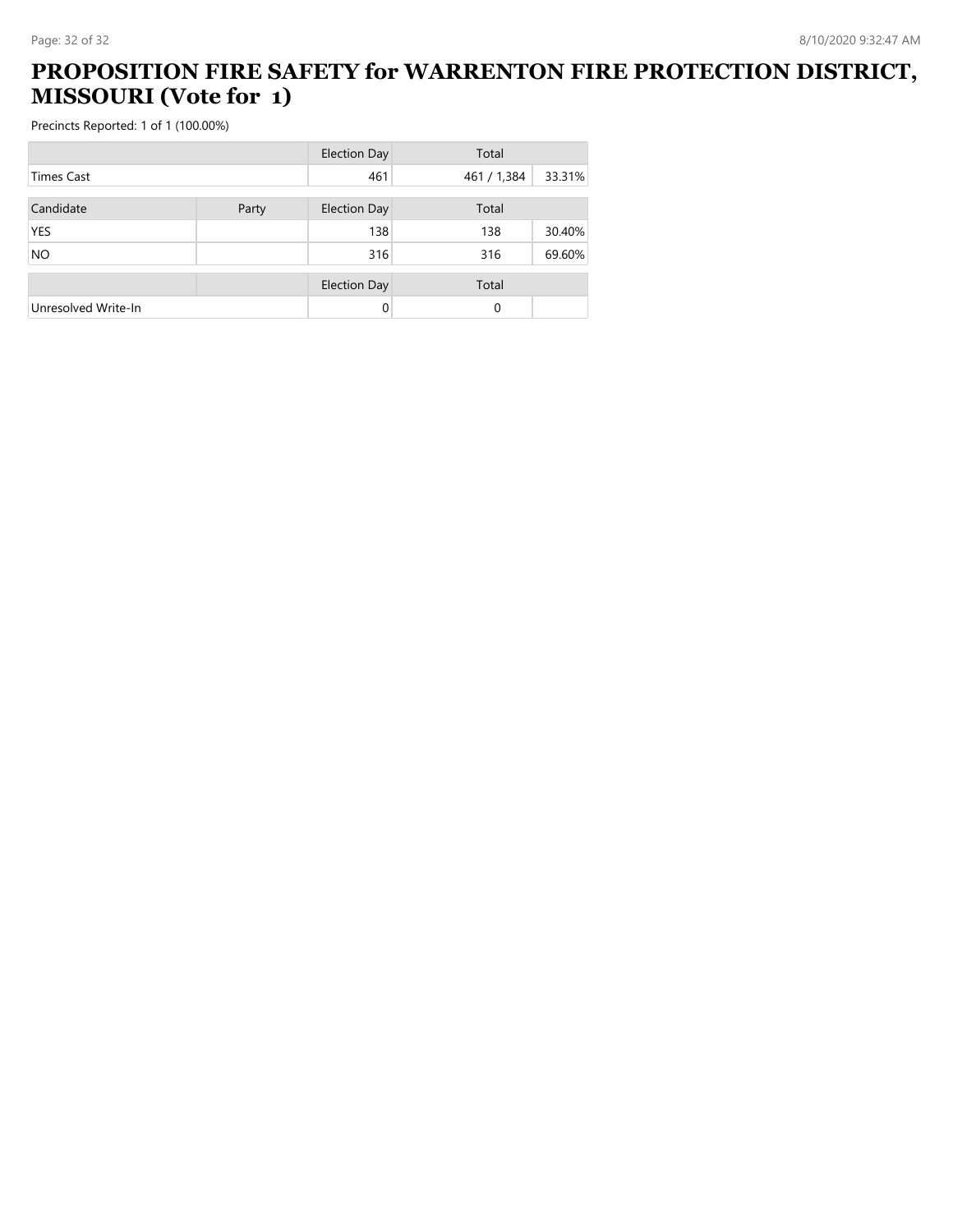# PROPOSITION FIRE SAFETY for WARRENTON FIRE PROTECTION DISTRICT, MISSOURI (Vote for 1)

Precincts Reported: 1 of 1 (100.00%)

| | | Election Day | Total | |
|---|---|---|---|---|
| Times Cast | | 461 | 461 / 1,384 | 33.31% |

| Candidate | Party | Election Day | Total | |
|---|---|---|---|---|
| YES | | 138 | 138 | 30.40% |
| NO | | 316 | 316 | 69.60% |

| | | Election Day | Total | |
|---|---|---|---|---|
| Unresolved Write-In | | 0 | 0 | |